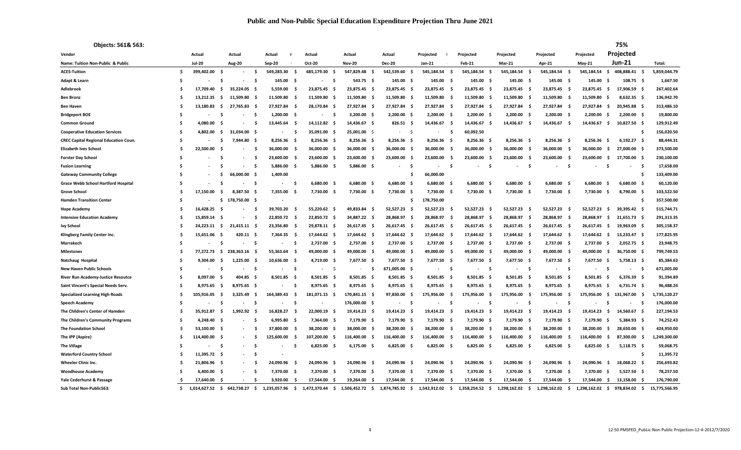# Public and Non-Public Special Education Expenditure Projection Thru June 2021

**Objects: 561& 563:**

| Vendor | Actual | Actual | Actual | Actual | Actual | Actual | Projected | Projected | Projected | Projected | Projected | 75% Projected | |
|---|---|---|---|---|---|---|---|---|---|---|---|---|---|
| Name: Tuition Non-Public & Public | Jul-20 | Aug-20 | Sep-20 | Oct-20 | Nov-20 | Dec-20 | Jan-21 | Feb-21 | Mar-21 | Apr-21 | May-21 | Jun-21 | Total: |
| ACES-Tuition | $ 399,402.00 | $ - | $ 549,283.30 | $ 685,179.30 | $ 547,829.48 | $ 542,539.60 | $ 545,184.54 | $ 545,184.54 | $ 545,184.54 | $ 545,184.54 | $ 545,184.54 | $ 408,888.41 | $ 5,859,044.79 |
| Adapt & Learn | $ - | $ - | $ 145.00 | $ - | $ 543.75 | $ 145.00 | $ 145.00 | $ 145.00 | $ 145.00 | $ 145.00 | $ 145.00 | $ 108.75 | $ 1,667.50 |
| Adlebrook | $ 17,709.40 | $ 35,224.05 | $ 5,559.00 | $ 23,875.45 | $ 23,875.45 | $ 23,875.45 | $ 23,875.45 | $ 23,875.45 | $ 23,875.45 | $ 23,875.45 | $ 23,875.45 | $ 17,906.59 | $ 267,402.64 |
| Ben Bronz | $ 13,212.35 | $ 11,509.80 | $ 11,509.80 | $ 11,509.80 | $ 11,509.80 | $ 11,509.80 | $ 11,509.80 | $ 11,509.80 | $ 11,509.80 | $ 11,509.80 | $ 11,509.80 | $ 8,632.35 | $ 136,942.70 |
| Ben Haven | $ 13,180.83 | $ 27,765.83 | $ 27,927.84 | $ 28,170.84 | $ 27,927.84 | $ 27,927.84 | $ 27,927.84 | $ 27,927.84 | $ 27,927.84 | $ 27,927.84 | $ 27,927.84 | $ 20,945.88 | $ 313,486.10 |
| Bridgeport BOE | $ - | $ - | $ 1,200.00 | $ - | $ 3,200.00 | $ 2,200.00 | $ 2,200.00 | $ 2,200.00 | $ 2,200.00 | $ 2,200.00 | $ 2,200.00 | $ 2,200.00 | $ 19,800.00 |
| Common Ground | $ 4,080.00 | $ - | $ 13,445.64 | $ 14,112.82 | $ 14,436.67 | $ 826.51 | $ 14,436.67 | $ 14,436.67 | $ 14,436.67 | $ 14,436.67 | $ 14,436.67 | $ 10,827.50 | $ 129,912.49 |
| Cooperative Education Services | $ 4,802.00 | $ 31,034.00 | $ - | $ 35,091.00 | $ 25,001.00 | $ - | $ - | $ 60,092.50 | | | | | $ 156,020.50 |
| CREC Capital Regional Education Coun. | $ - | $ 7,944.80 | $ 8,256.36 | $ 8,256.36 | $ 8,256.36 | $ 8,256.36 | $ 8,256.36 | $ 8,256.36 | $ 8,256.36 | $ 8,256.36 | $ 8,256.36 | $ 6,192.27 | $ 88,444.31 |
| Elizabeth Ives School | $ 22,500.00 | $ - | $ 36,000.00 | $ 36,000.00 | $ 36,000.00 | $ 36,000.00 | $ 36,000.00 | $ 36,000.00 | $ 36,000.00 | $ 36,000.00 | $ 36,000.00 | $ 27,000.00 | $ 373,500.00 |
| Forster Day School | $ - | $ - | $ 23,600.00 | $ 23,600.00 | $ 23,600.00 | $ 23,600.00 | $ 23,600.00 | $ 23,600.00 | $ 23,600.00 | $ 23,600.00 | $ 23,600.00 | $ 17,700.00 | $ 230,100.00 |
| Fusion Learning | $ - | $ - | $ 5,886.00 | $ 5,886.00 | $ 5,886.00 | $ - | $ - | $ - | $ - | $ - | $ - | $ - | $ 17,658.00 |
| Gateway Community College | $ - | $ 66,000.00 | $ 1,409.00 | | | | $ 66,000.00 | | | | | | $ 133,409.00 |
| Grace Webb School Hartford Hospital | $ - | $ - | $ - | $ 6,680.00 | $ 6,680.00 | $ 6,680.00 | $ 6,680.00 | $ 6,680.00 | $ 6,680.00 | $ 6,680.00 | $ 6,680.00 | $ 6,680.00 | $ 60,120.00 |
| Grove School | $ 17,150.00 | $ 8,387.50 | $ 7,355.00 | $ 7,730.00 | $ 7,730.00 | $ 7,730.00 | $ 7,730.00 | $ 7,730.00 | $ 7,730.00 | $ 7,730.00 | $ 7,730.00 | $ 8,790.00 | $ 103,522.50 |
| Hamden Transition Center | $ - | $ 178,750.00 | $ - | | | | $ 178,750.00 | | | | | | $ 357,500.00 |
| Hope Academy | $ 16,428.25 | $ - | $ 39,703.20 | $ 55,220.62 | $ 49,833.84 | $ 52,527.23 | $ 52,527.23 | $ 52,527.23 | $ 52,527.23 | $ 52,527.23 | $ 52,527.23 | $ 39,395.42 | $ 515,744.71 |
| Intensive Education Academy | $ 15,859.14 | $ - | $ 22,850.72 | $ 22,850.72 | $ 34,887.22 | $ 28,868.97 | $ 28,868.97 | $ 28,868.97 | $ 28,868.97 | $ 28,868.97 | $ 28,868.97 | $ 21,651.73 | $ 291,313.35 |
| Ivy School | $ 24,223.11 | $ 21,415.11 | $ 23,356.80 | $ 29,878.11 | $ 26,617.45 | $ 26,617.45 | $ 26,617.45 | $ 26,617.45 | $ 26,617.45 | $ 26,617.45 | $ 26,617.45 | $ 19,963.09 | $ 305,158.37 |
| Klingberg Family Center Inc. | $ 15,651.06 | $ 420.11 | $ 7,364.35 | $ 17,644.62 | $ 17,644.62 | $ 17,644.62 | $ 17,644.62 | $ 17,644.62 | $ 17,644.62 | $ 17,644.62 | $ 17,644.62 | $ 13,233.47 | $ 177,825.95 |
| Marrakech | $ - | $ - | $ - | $ 2,737.00 | $ 2,737.00 | $ 2,737.00 | $ 2,737.00 | $ 2,737.00 | $ 2,737.00 | $ 2,737.00 | $ 2,737.00 | $ 2,052.75 | $ 23,948.75 |
| Milestones | $ 77,272.73 | $ 238,363.16 | $ 55,363.64 | $ 49,000.00 | $ 49,000.00 | $ 49,000.00 | $ 49,000.00 | $ 49,000.00 | $ 49,000.00 | $ 49,000.00 | $ 49,000.00 | $ 36,750.00 | $ 799,749.53 |
| Natchaug Hospital | $ 9,304.00 | $ 1,225.00 | $ 10,636.00 | $ 4,719.00 | $ 7,677.50 | $ 7,677.50 | $ 7,677.50 | $ 7,677.50 | $ 7,677.50 | $ 7,677.50 | $ 7,677.50 | $ 5,758.13 | $ 85,384.63 |
| New Haven Public Schools | $ - | $ - | $ - | $ - | $ - | $ 671,005.00 | $ - | $ - | $ - | $ - | $ - | $ - | $ 671,005.00 |
| River Run Academy-Justice Resoutce | $ 8,097.00 | $ 404.85 | $ 8,501.85 | $ 8,501.85 | $ 8,501.85 | $ 8,501.85 | $ 8,501.85 | $ 8,501.85 | $ 8,501.85 | $ 8,501.85 | $ 8,501.85 | $ 6,376.39 | $ 91,394.89 |
| Saint Vincent's Special Needs Serv. | $ 8,975.65 | $ 8,975.65 | $ - | $ 8,975.65 | $ 8,975.65 | $ 8,975.65 | $ 8,975.65 | $ 8,975.65 | $ 8,975.65 | $ 8,975.65 | $ 8,975.65 | $ 6,731.74 | $ 96,488.24 |
| Specialized Learning High Roads | $ 105,916.05 | $ 3,325.49 | $ 164,389.43 | $ 181,071.15 | $ 170,841.15 | $ 97,830.00 | $ 175,956.00 | $ 175,956.00 | $ 175,956.00 | $ 175,956.00 | $ 175,956.00 | $ 131,967.00 | $ 1,735,120.27 |
| Speech Academy | $ - | $ - | $ - | $ - | $ 176,000.00 | $ - | $ - | $ - | $ - | $ - | $ - | $ - | $ 176,000.00 |
| The Children's Center of Hamden | $ 35,912.87 | $ 1,992.92 | $ 16,828.27 | $ 22,000.19 | $ 19,414.23 | $ 19,414.23 | $ 19,414.23 | $ 19,414.23 | $ 19,414.23 | $ 19,414.23 | $ 19,414.23 | $ 14,560.67 | $ 227,194.53 |
| The Children's Community Programs | $ 4,248.40 | $ - | $ 6,995.80 | $ 7,364.00 | $ 7,179.90 | $ 7,179.90 | $ 7,179.90 | $ 7,179.90 | $ 7,179.90 | $ 7,179.90 | $ 7,179.90 | $ 5,384.93 | $ 74,252.43 |
| The Foundation School | $ 53,100.00 | $ - | $ 37,800.00 | $ 38,200.00 | $ 38,000.00 | $ 38,200.00 | $ 38,200.00 | $ 38,200.00 | $ 38,200.00 | $ 38,200.00 | $ 38,200.00 | $ 28,650.00 | $ 424,950.00 |
| The IPP (Aspire) | $ 114,400.00 | $ - | $ 125,600.00 | $ 107,200.00 | $ 116,400.00 | $ 116,400.00 | $ 116,400.00 | $ 116,400.00 | $ 116,400.00 | $ 116,400.00 | $ 116,400.00 | $ 87,300.00 | $ 1,249,300.00 |
| The Village | $ - | $ - | $ - | $ 6,825.00 | $ 6,175.00 | $ 6,825.00 | $ 6,825.00 | $ 6,825.00 | $ 6,825.00 | $ 6,825.00 | $ 6,825.00 | $ 5,118.75 | $ 59,068.75 |
| Waterford Country School | $ 11,395.72 | $ - | $ - | | | | | | | | | | $ 11,395.72 |
| Wheeler Clinic Inc. | $ 21,806.96 | $ - | $ 24,090.96 | $ 24,090.96 | $ 24,090.96 | $ 24,090.96 | $ 24,090.96 | $ 24,090.96 | $ 24,090.96 | $ 24,090.96 | $ 24,090.96 | $ 18,068.22 | $ 256,693.82 |
| Woodhouse Academy | $ 6,400.00 | $ - | $ 7,370.00 | $ 7,370.00 | $ 7,370.00 | $ 7,370.00 | $ 7,370.00 | $ 7,370.00 | $ 7,370.00 | $ 7,370.00 | $ 7,370.00 | $ 5,527.50 | $ 78,257.50 |
| Yale Cederhurst & Passage | $ 17,640.00 | $ - | $ 3,920.00 | $ 17,544.00 | $ 19,264.00 | $ 17,544.00 | $ 17,544.00 | $ 17,544.00 | $ 17,544.00 | $ 17,544.00 | $ 17,544.00 | $ 13,158.00 | $ 176,790.00 |
| Sub Total Non-Public563: | $ 1,014,627.52 | $ 642,738.27 | $ 1,235,057.96 | $ 1,472,370.44 | $ 1,506,452.72 | $ 1,874,785.92 | $ 1,542,912.02 | $ 1,358,254.52 | $ 1,298,162.02 | $ 1,298,162.02 | $ 1,298,162.02 | $ 978,834.02 | $ 15,775,566.95 |

12:50 PMSPED_PubLic-Non-Public Projection-12-4-2012/7/2020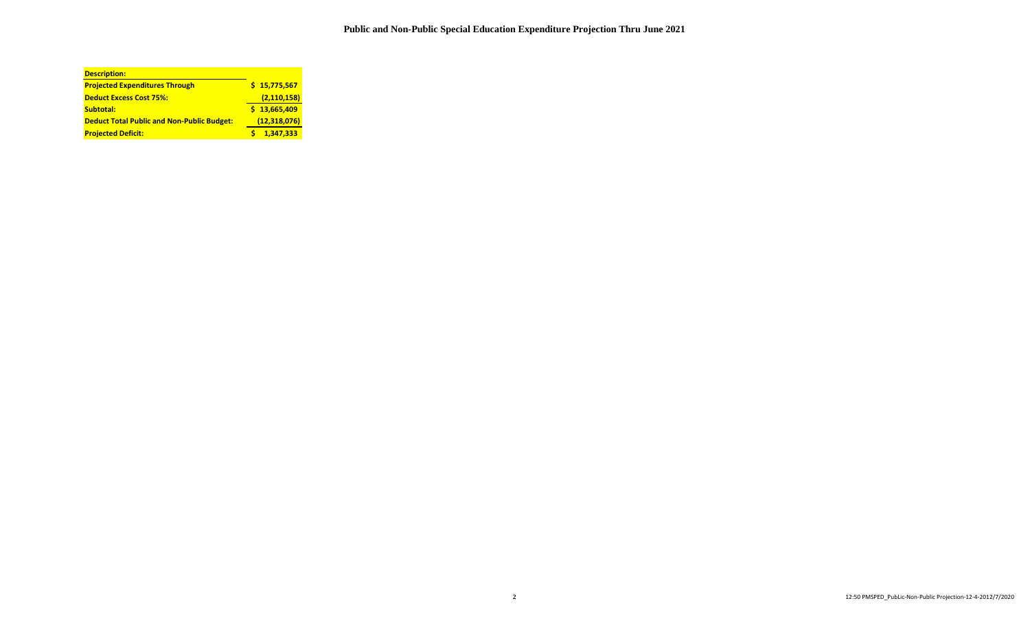# Public and Non-Public Special Education Expenditure Projection Thru June 2021

| Description: | |
|---|---|
| Projected Expenditures Through | $ 15,775,567 |
| Deduct Excess Cost 75%: | (2,110,158) |
| Subtotal: | $ 13,665,409 |
| Deduct Total Public and Non-Public Budget: | (12,318,076) |
| Projected Deficit: | $ 1,347,333 |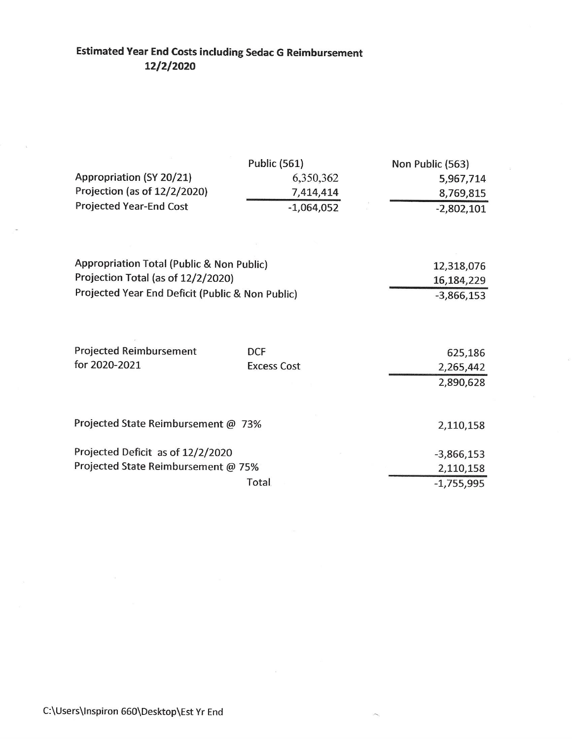**Estimated Year End Costs including Sedac G Reimbursement**
**12/2/2020**

| | Public (561) | Non Public (563) |
|---|---|---|
| Appropriation (SY 20/21) | 6,350,362 | 5,967,714 |
| Projection (as of 12/2/2020) | 7,414,414 | 8,769,815 |
| Projected Year-End Cost | -1,064,052 | -2,802,101 |

| | |
|---|---|
| Appropriation Total (Public & Non Public) | 12,318,076 |
| Projection Total (as of 12/2/2020) | 16,184,229 |
| Projected Year End Deficit (Public & Non Public) | -3,866,153 |

| | | |
|---|---|---|
| Projected Reimbursement | DCF | 625,186 |
| for 2020-2021 | Excess Cost | 2,265,442 |
| | | 2,890,628 |

| | |
|---|---|
| Projected State Reimbursement @ 73% | 2,110,158 |

| | |
|---|---|
| Projected Deficit as of 12/2/2020 | -3,866,153 |
| Projected State Reimbursement @ 75% | 2,110,158 |
| Total | -1,755,995 |

C:\Users\Inspiron 660\Desktop\Est Yr End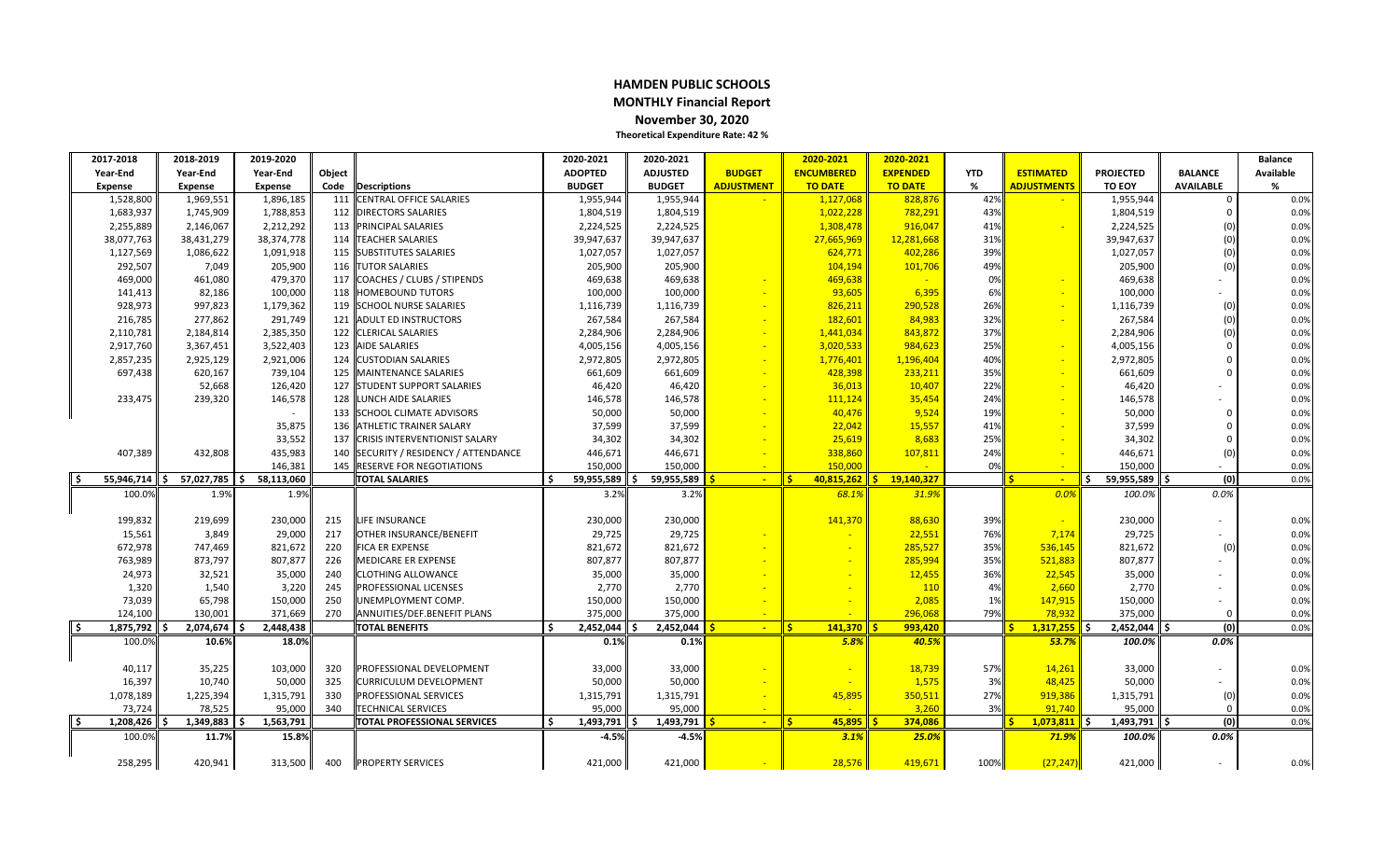# HAMDEN PUBLIC SCHOOLS

## MONTHLY Financial Report

### November 30, 2020

**Theoretical Expenditure Rate: 42 %**

| 2017-2018 Year-End Expense | 2018-2019 Year-End Expense | 2019-2020 Year-End Expense | Object Code | Descriptions | 2020-2021 ADOPTED BUDGET | 2020-2021 ADJUSTED BUDGET | BUDGET ADJUSTMENT | 2020-2021 ENCUMBERED TO DATE | 2020-2021 EXPENDED TO DATE | YTD % | ESTIMATED ADJUSTMENTS | PROJECTED TO EOY | BALANCE AVAILABLE | Balance Available % |
|---|---|---|---|---|---|---|---|---|---|---|---|---|---|---|
| 1,528,800 | 1,969,551 | 1,896,185 | 111 | CENTRAL OFFICE SALARIES | 1,955,944 | 1,955,944 | - | 1,127,068 | 828,876 | 42% | - | 1,955,944 | 0 | 0.0% |
| 1,683,937 | 1,745,909 | 1,788,853 | 112 | DIRECTORS SALARIES | 1,804,519 | 1,804,519 | | 1,022,228 | 782,291 | 43% | | 1,804,519 | 0 | 0.0% |
| 2,255,889 | 2,146,067 | 2,212,292 | 113 | PRINCIPAL SALARIES | 2,224,525 | 2,224,525 | | 1,308,478 | 916,047 | 41% | - | 2,224,525 | (0) | 0.0% |
| 38,077,763 | 38,431,279 | 38,374,778 | 114 | TEACHER SALARIES | 39,947,637 | 39,947,637 | | 27,665,969 | 12,281,668 | 31% | | 39,947,637 | (0) | 0.0% |
| 1,127,569 | 1,086,622 | 1,091,918 | 115 | SUBSTITUTES SALARIES | 1,027,057 | 1,027,057 | | 624,771 | 402,286 | 39% | | 1,027,057 | (0) | 0.0% |
| 292,507 | 7,049 | 205,900 | 116 | TUTOR SALARIES | 205,900 | 205,900 | | 104,194 | 101,706 | 49% | | 205,900 | (0) | 0.0% |
| 469,000 | 461,080 | 479,370 | 117 | COACHES / CLUBS / STIPENDS | 469,638 | 469,638 | - | 469,638 | - | 0% | - | 469,638 | - | 0.0% |
| 141,413 | 82,186 | 100,000 | 118 | HOMEBOUND TUTORS | 100,000 | 100,000 | - | 93,605 | 6,395 | 6% | - | 100,000 | - | 0.0% |
| 928,973 | 997,823 | 1,179,362 | 119 | SCHOOL NURSE SALARIES | 1,116,739 | 1,116,739 | - | 826,211 | 290,528 | 26% | - | 1,116,739 | (0) | 0.0% |
| 216,785 | 277,862 | 291,749 | 121 | ADULT ED INSTRUCTORS | 267,584 | 267,584 | - | 182,601 | 84,983 | 32% | - | 267,584 | (0) | 0.0% |
| 2,110,781 | 2,184,814 | 2,385,350 | 122 | CLERICAL SALARIES | 2,284,906 | 2,284,906 | - | 1,441,034 | 843,872 | 37% | - | 2,284,906 | (0) | 0.0% |
| 2,917,760 | 3,367,451 | 3,522,403 | 123 | AIDE SALARIES | 4,005,156 | 4,005,156 | - | 3,020,533 | 984,623 | 25% | - | 4,005,156 | 0 | 0.0% |
| 2,857,235 | 2,925,129 | 2,921,006 | 124 | CUSTODIAN SALARIES | 2,972,805 | 2,972,805 | - | 1,776,401 | 1,196,404 | 40% | - | 2,972,805 | 0 | 0.0% |
| 697,438 | 620,167 | 739,104 | 125 | MAINTENANCE SALARIES | 661,609 | 661,609 | - | 428,398 | 233,211 | 35% | - | 661,609 | 0 | 0.0% |
| | 52,668 | 126,420 | 127 | STUDENT SUPPORT SALARIES | 46,420 | 46,420 | - | 36,013 | 10,407 | 22% | - | 46,420 | - | 0.0% |
| 233,475 | 239,320 | 146,578 | 128 | LUNCH AIDE SALARIES | 146,578 | 146,578 | - | 111,124 | 35,454 | 24% | - | 146,578 | - | 0.0% |
| | | - | 133 | SCHOOL CLIMATE ADVISORS | 50,000 | 50,000 | - | 40,476 | 9,524 | 19% | - | 50,000 | 0 | 0.0% |
| | | 35,875 | 136 | ATHLETIC TRAINER SALARY | 37,599 | 37,599 | - | 22,042 | 15,557 | 41% | - | 37,599 | 0 | 0.0% |
| | | 33,552 | 137 | CRISIS INTERVENTIONIST SALARY | 34,302 | 34,302 | - | 25,619 | 8,683 | 25% | - | 34,302 | 0 | 0.0% |
| 407,389 | 432,808 | 435,983 | 140 | SECURITY / RESIDENCY / ATTENDANCE | 446,671 | 446,671 | - | 338,860 | 107,811 | 24% | - | 446,671 | (0) | 0.0% |
| | | 146,381 | 145 | RESERVE FOR NEGOTIATIONS | 150,000 | 150,000 | - | 150,000 | - | 0% | - | 150,000 | - | 0.0% |
| $ 55,946,714 | $ 57,027,785 | $ 58,113,060 | | **TOTAL SALARIES** | $ 59,955,589 | $ 59,955,589 | $ - | $ 40,815,262 | $ 19,140,327 | | $ - | $ 59,955,589 | $ (0) | 0.0% |
| 100.0% | 1.9% | 1.9% | | | 3.2% | 3.2% | | *68.1%* | *31.9%* | | *0.0%* | *100.0%* | *0.0%* | |
| 199,832 | 219,699 | 230,000 | 215 | LIFE INSURANCE | 230,000 | 230,000 | | 141,370 | 88,630 | 39% | - | 230,000 | - | 0.0% |
| 15,561 | 3,849 | 29,000 | 217 | OTHER INSURANCE/BENEFIT | 29,725 | 29,725 | - | - | 22,551 | 76% | 7,174 | 29,725 | - | 0.0% |
| 672,978 | 747,469 | 821,672 | 220 | FICA ER EXPENSE | 821,672 | 821,672 | - | - | 285,527 | 35% | 536,145 | 821,672 | (0) | 0.0% |
| 763,989 | 873,797 | 807,877 | 226 | MEDICARE ER EXPENSE | 807,877 | 807,877 | - | - | 285,994 | 35% | 521,883 | 807,877 | - | 0.0% |
| 24,973 | 32,521 | 35,000 | 240 | CLOTHING ALLOWANCE | 35,000 | 35,000 | - | - | 12,455 | 36% | 22,545 | 35,000 | - | 0.0% |
| 1,320 | 1,540 | 3,220 | 245 | PROFESSIONAL LICENSES | 2,770 | 2,770 | - | - | 110 | 4% | 2,660 | 2,770 | - | 0.0% |
| 73,039 | 65,798 | 150,000 | 250 | UNEMPLOYMENT COMP. | 150,000 | 150,000 | - | - | 2,085 | 1% | 147,915 | 150,000 | - | 0.0% |
| 124,100 | 130,001 | 371,669 | 270 | ANNUITIES/DEF.BENEFIT PLANS | 375,000 | 375,000 | - | - | 296,068 | 79% | 78,932 | 375,000 | 0 | 0.0% |
| $ 1,875,792 | $ 2,074,674 | $ 2,448,438 | | **TOTAL BENEFITS** | $ 2,452,044 | $ 2,452,044 | $ - | $ 141,370 | $ 993,420 | | $ 1,317,255 | $ 2,452,044 | $ (0) | 0.0% |
| 100.0% | 10.6% | 18.0% | | | 0.1% | 0.1% | | *5.8%* | *40.5%* | | *53.7%* | *100.0%* | *0.0%* | |
| 40,117 | 35,225 | 103,000 | 320 | PROFESSIONAL DEVELOPMENT | 33,000 | 33,000 | - | - | 18,739 | 57% | 14,261 | 33,000 | - | 0.0% |
| 16,397 | 10,740 | 50,000 | 325 | CURRICULUM DEVELOPMENT | 50,000 | 50,000 | - | - | 1,575 | 3% | 48,425 | 50,000 | - | 0.0% |
| 1,078,189 | 1,225,394 | 1,315,791 | 330 | PROFESSIONAL SERVICES | 1,315,791 | 1,315,791 | - | 45,895 | 350,511 | 27% | 919,386 | 1,315,791 | (0) | 0.0% |
| 73,724 | 78,525 | 95,000 | 340 | TECHNICAL SERVICES | 95,000 | 95,000 | - | - | 3,260 | 3% | 91,740 | 95,000 | 0 | 0.0% |
| $ 1,208,426 | $ 1,349,883 | $ 1,563,791 | | **TOTAL PROFESSIONAL SERVICES** | $ 1,493,791 | $ 1,493,791 | $ - | $ 45,895 | $ 374,086 | | $ 1,073,811 | $ 1,493,791 | $ (0) | 0.0% |
| 100.0% | 11.7% | 15.8% | | | -4.5% | -4.5% | | *3.1%* | *25.0%* | | *71.9%* | *100.0%* | *0.0%* | |
| 258,295 | 420,941 | 313,500 | 400 | PROPERTY SERVICES | 421,000 | 421,000 | - | 28,576 | 419,671 | 100% | (27,247) | 421,000 | - | 0.0% |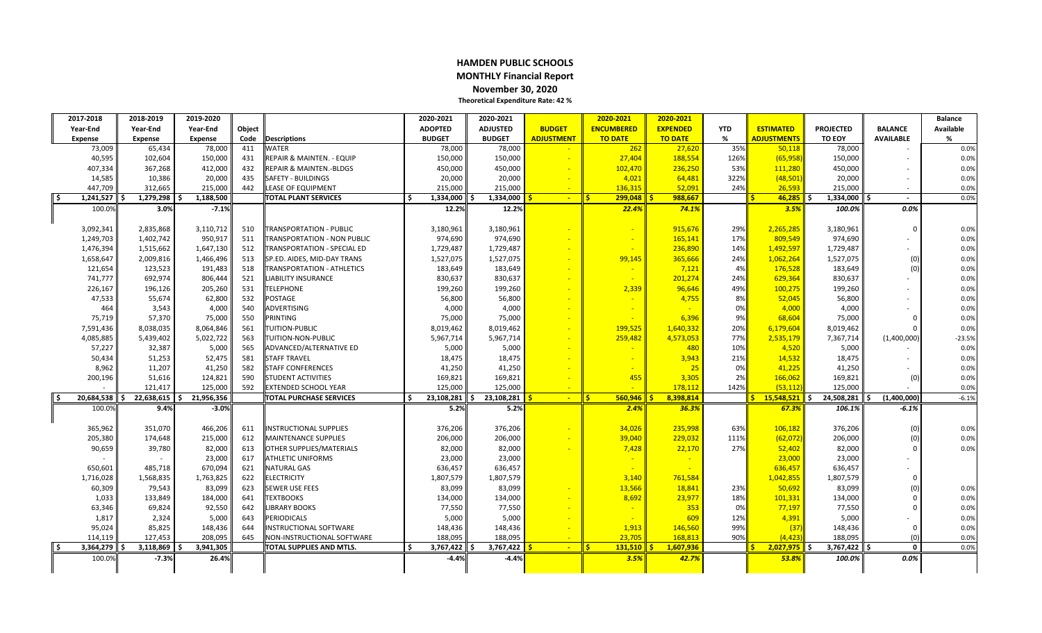# HAMDEN PUBLIC SCHOOLS

## MONTHLY Financial Report

### November 30, 2020

**Theoretical Expenditure Rate: 42 %**

| 2017-2018 Year-End Expense | 2018-2019 Year-End Expense | 2019-2020 Year-End Expense | Object Code | Descriptions | 2020-2021 ADOPTED BUDGET | 2020-2021 ADJUSTED BUDGET | BUDGET ADJUSTMENT | 2020-2021 ENCUMBERED TO DATE | 2020-2021 EXPENDED TO DATE | YTD % | ESTIMATED ADJUSTMENTS | PROJECTED TO EOY | BALANCE AVAILABLE | Balance Available % |
|---|---|---|---|---|---|---|---|---|---|---|---|---|---|---|
| 73,009 | 65,434 | 78,000 | 411 | WATER | 78,000 | 78,000 | - | 262 | 27,620 | 35% | 50,118 | 78,000 | - | 0.0% |
| 40,595 | 102,604 | 150,000 | 431 | REPAIR & MAINTEN. - EQUIP | 150,000 | 150,000 | - | 27,404 | 188,554 | 126% | (65,958) | 150,000 | - | 0.0% |
| 407,334 | 367,268 | 412,000 | 432 | REPAIR & MAINTEN.-BLDGS | 450,000 | 450,000 | - | 102,470 | 236,250 | 53% | 111,280 | 450,000 | - | 0.0% |
| 14,585 | 10,386 | 20,000 | 435 | SAFETY - BUILDINGS | 20,000 | 20,000 | - | 4,021 | 64,481 | 322% | (48,501) | 20,000 | - | 0.0% |
| 447,709 | 312,665 | 215,000 | 442 | LEASE OF EQUIPMENT | 215,000 | 215,000 | - | 136,315 | 52,091 | 24% | 26,593 | 215,000 | - | 0.0% |
| $ 1,241,527 | $ 1,279,298 | $ 1,188,500 | | **TOTAL PLANT SERVICES** | $ 1,334,000 | $ 1,334,000 | $ - | $ 299,048 | $ 988,667 | | $ 46,285 | $ 1,334,000 | $ - | 0.0% |
| 100.0% | 3.0% | -7.1% | | | 12.2% | 12.2% | | *22.4%* | *74.1%* | | *3.5%* | *100.0%* | *0.0%* | |
| 3,092,341 | 2,835,868 | 3,110,712 | 510 | TRANSPORTATION - PUBLIC | 3,180,961 | 3,180,961 | - | - | 915,676 | 29% | 2,265,285 | 3,180,961 | 0 | 0.0% |
| 1,249,703 | 1,402,742 | 950,917 | 511 | TRANSPORTATION - NON PUBLIC | 974,690 | 974,690 | - | - | 165,141 | 17% | 809,549 | 974,690 | - | 0.0% |
| 1,476,394 | 1,515,662 | 1,647,130 | 512 | TRANSPORTATION - SPECIAL ED | 1,729,487 | 1,729,487 | - | - | 236,890 | 14% | 1,492,597 | 1,729,487 | - | 0.0% |
| 1,658,647 | 2,009,816 | 1,466,496 | 513 | SP.ED. AIDES, MID-DAY TRANS | 1,527,075 | 1,527,075 | - | 99,145 | 365,666 | 24% | 1,062,264 | 1,527,075 | (0) | 0.0% |
| 121,654 | 123,523 | 191,483 | 518 | TRANSPORTATION - ATHLETICS | 183,649 | 183,649 | - | - | 7,121 | 4% | 176,528 | 183,649 | (0) | 0.0% |
| 741,777 | 692,974 | 806,444 | 521 | LIABILITY INSURANCE | 830,637 | 830,637 | - | - | 201,274 | 24% | 629,364 | 830,637 | - | 0.0% |
| 226,167 | 196,126 | 205,260 | 531 | TELEPHONE | 199,260 | 199,260 | - | 2,339 | 96,646 | 49% | 100,275 | 199,260 | - | 0.0% |
| 47,533 | 55,674 | 62,800 | 532 | POSTAGE | 56,800 | 56,800 | - | - | 4,755 | 8% | 52,045 | 56,800 | - | 0.0% |
| 464 | 3,543 | 4,000 | 540 | ADVERTISING | 4,000 | 4,000 | - | - | - | 0% | 4,000 | 4,000 | - | 0.0% |
| 75,719 | 57,370 | 75,000 | 550 | PRINTING | 75,000 | 75,000 | - | - | 6,396 | 9% | 68,604 | 75,000 | 0 | 0.0% |
| 7,591,436 | 8,038,035 | 8,064,846 | 561 | TUITION-PUBLIC | 8,019,462 | 8,019,462 | - | 199,525 | 1,640,332 | 20% | 6,179,604 | 8,019,462 | 0 | 0.0% |
| 4,085,885 | 5,439,402 | 5,022,722 | 563 | TUITION-NON-PUBLIC | 5,967,714 | 5,967,714 | - | 259,482 | 4,573,053 | 77% | 2,535,179 | 7,367,714 | (1,400,000) | -23.5% |
| 57,227 | 32,387 | 5,000 | 565 | ADVANCED/ALTERNATIVE ED | 5,000 | 5,000 | - | - | 480 | 10% | 4,520 | 5,000 | - | 0.0% |
| 50,434 | 51,253 | 52,475 | 581 | STAFF TRAVEL | 18,475 | 18,475 | - | - | 3,943 | 21% | 14,532 | 18,475 | - | 0.0% |
| 8,962 | 11,207 | 41,250 | 582 | STAFF CONFERENCES | 41,250 | 41,250 | - | - | 25 | 0% | 41,225 | 41,250 | - | 0.0% |
| 200,196 | 51,616 | 124,821 | 590 | STUDENT ACTIVITIES | 169,821 | 169,821 | - | 455 | 3,305 | 2% | 166,062 | 169,821 | (0) | 0.0% |
| - | 121,417 | 125,000 | 592 | EXTENDED SCHOOL YEAR | 125,000 | 125,000 | - | - | 178,112 | 142% | (53,112) | 125,000 | - | 0.0% |
| $ 20,684,538 | $ 22,638,615 | $ 21,956,356 | | **TOTAL PURCHASE SERVICES** | $ 23,108,281 | $ 23,108,281 | $ - | $ 560,946 | $ 8,398,814 | | $ 15,548,521 | $ 24,508,281 | $ (1,400,000) | -6.1% |
| 100.0% | 9.4% | -3.0% | | | 5.2% | 5.2% | | *2.4%* | *36.3%* | | *67.3%* | *106.1%* | *-6.1%* | |
| 365,962 | 351,070 | 466,206 | 611 | INSTRUCTIONAL SUPPLIES | 376,206 | 376,206 | - | 34,026 | 235,998 | 63% | 106,182 | 376,206 | (0) | 0.0% |
| 205,380 | 174,648 | 215,000 | 612 | MAINTENANCE SUPPLIES | 206,000 | 206,000 | - | 39,040 | 229,032 | 111% | (62,072) | 206,000 | (0) | 0.0% |
| 90,659 | 39,780 | 82,000 | 613 | OTHER SUPPLIES/MATERIALS | 82,000 | 82,000 | - | 7,428 | 22,170 | 27% | 52,402 | 82,000 | 0 | 0.0% |
| - | - | 23,000 | 617 | ATHLETIC UNIFORMS | 23,000 | 23,000 | | - | - | | 23,000 | 23,000 | - | |
| 650,601 | 485,718 | 670,094 | 621 | NATURAL GAS | 636,457 | 636,457 | | - | - | | 636,457 | 636,457 | - | |
| 1,716,028 | 1,568,835 | 1,763,825 | 622 | ELECTRICITY | 1,807,579 | 1,807,579 | | 3,140 | 761,584 | | 1,042,855 | 1,807,579 | 0 | |
| 60,309 | 79,543 | 83,099 | 623 | SEWER USE FEES | 83,099 | 83,099 | - | 13,566 | 18,841 | 23% | 50,692 | 83,099 | (0) | 0.0% |
| 1,033 | 133,849 | 184,000 | 641 | TEXTBOOKS | 134,000 | 134,000 | - | 8,692 | 23,977 | 18% | 101,331 | 134,000 | 0 | 0.0% |
| 63,346 | 69,824 | 92,550 | 642 | LIBRARY BOOKS | 77,550 | 77,550 | - | - | 353 | 0% | 77,197 | 77,550 | 0 | 0.0% |
| 1,817 | 2,324 | 5,000 | 643 | PERIODICALS | 5,000 | 5,000 | - | - | 609 | 12% | 4,391 | 5,000 | - | 0.0% |
| 95,024 | 85,825 | 148,436 | 644 | INSTRUCTIONAL SOFTWARE | 148,436 | 148,436 | - | 1,913 | 146,560 | 99% | (37) | 148,436 | 0 | 0.0% |
| 114,119 | 127,453 | 208,095 | 645 | NON-INSTRUCTIONAL SOFTWARE | 188,095 | 188,095 | - | 23,705 | 168,813 | 90% | (4,423) | 188,095 | (0) | 0.0% |
| $ 3,364,279 | $ 3,118,869 | $ 3,941,305 | | **TOTAL SUPPLIES AND MTLS.** | $ 3,767,422 | $ 3,767,422 | $ - | $ 131,510 | $ 1,607,936 | | $ 2,027,975 | $ 3,767,422 | $ 0 | 0.0% |
| 100.0% | -7.3% | 26.4% | | | -4.4% | -4.4% | | *3.5%* | *42.7%* | | *53.8%* | *100.0%* | *0.0%* | |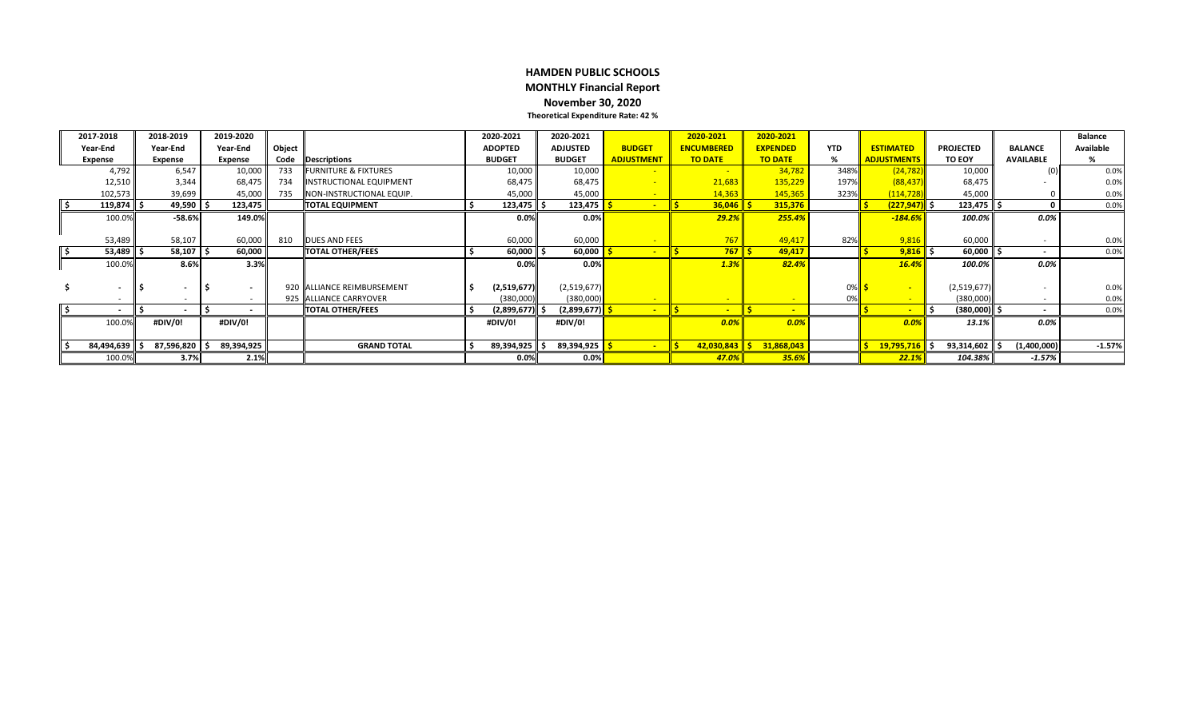# HAMDEN PUBLIC SCHOOLS

## MONTHLY Financial Report

### November 30, 2020

**Theoretical Expenditure Rate: 42 %**

| 2017-2018 Year-End Expense | 2018-2019 Year-End Expense | 2019-2020 Year-End Expense | Object Code | Descriptions | 2020-2021 ADOPTED BUDGET | 2020-2021 ADJUSTED BUDGET | BUDGET ADJUSTMENT | 2020-2021 ENCUMBERED TO DATE | 2020-2021 EXPENDED TO DATE | YTD % | ESTIMATED ADJUSTMENTS | PROJECTED TO EOY | BALANCE AVAILABLE | Balance Available % |
|---|---|---|---|---|---|---|---|---|---|---|---|---|---|---|
| 4,792 | 6,547 | 10,000 | 733 | FURNITURE & FIXTURES | 10,000 | 10,000 | - | - | 34,782 | 348% | (24,782) | 10,000 | (0) | 0.0% |
| 12,510 | 3,344 | 68,475 | 734 | INSTRUCTIONAL EQUIPMENT | 68,475 | 68,475 | - | 21,683 | 135,229 | 197% | (88,437) | 68,475 | - | 0.0% |
| 102,573 | 39,699 | 45,000 | 735 | NON-INSTRUCTIONAL EQUIP. | 45,000 | 45,000 | - | 14,363 | 145,365 | 323% | (114,728) | 45,000 | 0 | 0.0% |
| $ 119,874 | $ 49,590 | $ 123,475 | | **TOTAL EQUIPMENT** | $ 123,475 | $ 123,475 | $ - | $ 36,046 | $ 315,376 | | $ (227,947) | $ 123,475 | $ 0 | 0.0% |
| 100.0% | -58.6% | 149.0% | | | 0.0% | 0.0% | | 29.2% | 255.4% | | -184.6% | 100.0% | 0.0% | |
| 53,489 | 58,107 | 60,000 | 810 | DUES AND FEES | 60,000 | 60,000 | - | 767 | 49,417 | 82% | 9,816 | 60,000 | - | 0.0% |
| $ 53,489 | $ 58,107 | $ 60,000 | | **TOTAL OTHER/FEES** | $ 60,000 | $ 60,000 | $ - | $ 767 | $ 49,417 | | $ 9,816 | $ 60,000 | $ - | 0.0% |
| 100.0% | 8.6% | 3.3% | | | 0.0% | 0.0% | | 1.3% | 82.4% | | 16.4% | 100.0% | 0.0% | |
| $ - | $ - | $ - | 920 | ALLIANCE REIMBURSEMENT | $ (2,519,677) | (2,519,677) | | | | 0% | $ - | (2,519,677) | - | 0.0% |
| - | - | - | 925 | ALLIANCE CARRYOVER | (380,000) | (380,000) | - | - | - | 0% | - | (380,000) | - | 0.0% |
| $ - | $ - | $ - | | **TOTAL OTHER/FEES** | $ (2,899,677) | $ (2,899,677) | $ - | $ - | $ - | | $ - | $ (380,000) | $ - | 0.0% |
| 100.0% | #DIV/0! | #DIV/0! | | | #DIV/0! | #DIV/0! | | 0.0% | 0.0% | | 0.0% | 13.1% | 0.0% | |
| $ 84,494,639 | $ 87,596,820 | $ 89,394,925 | | **GRAND TOTAL** | $ 89,394,925 | $ 89,394,925 | $ - | $ 42,030,843 | $ 31,868,043 | | $ 19,795,716 | $ 93,314,602 | $ (1,400,000) | -1.57% |
| 100.0% | 3.7% | 2.1% | | | 0.0% | 0.0% | | 47.0% | 35.6% | | 22.1% | 104.38% | -1.57% | |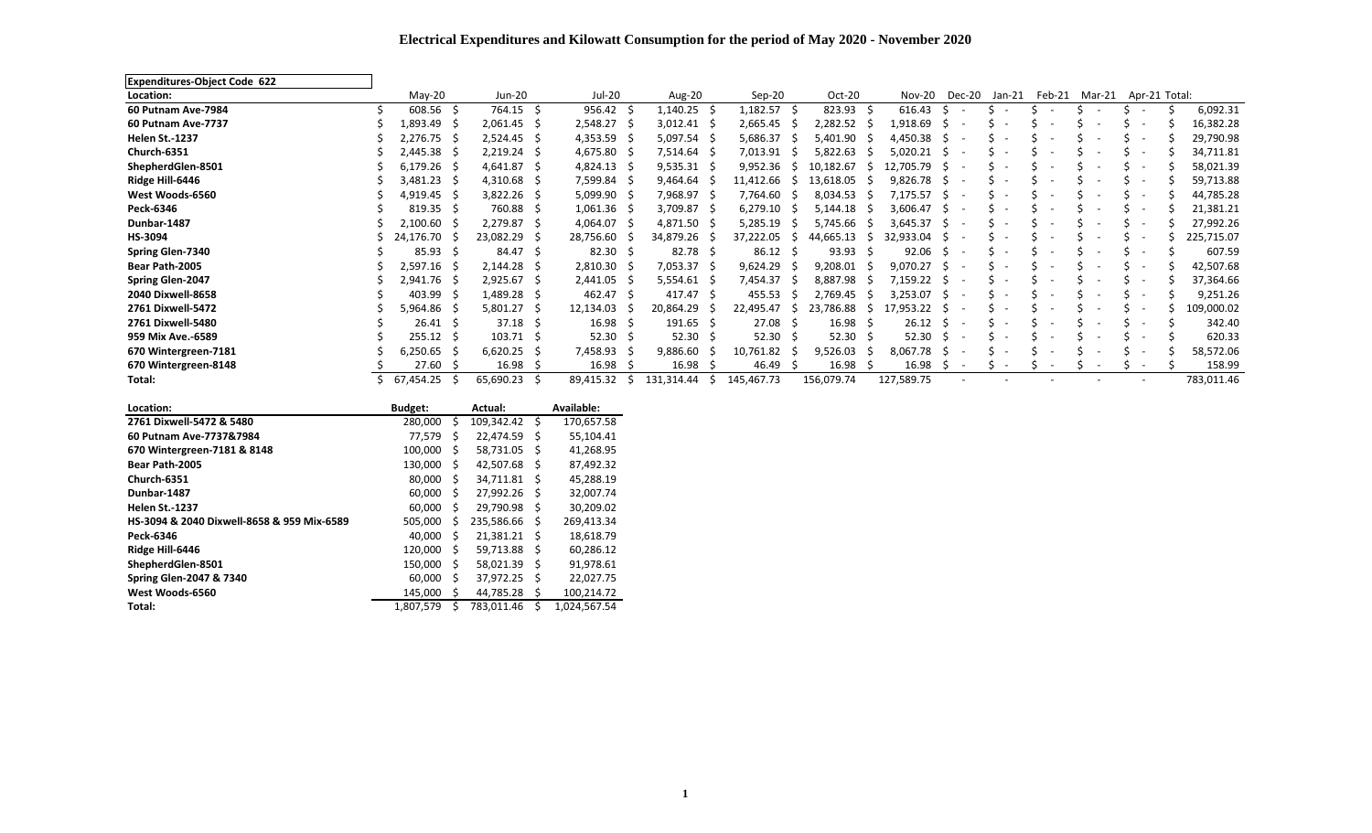# Electrical Expenditures and Kilowatt Consumption for the period of May 2020 - November 2020

| Expenditures-Object Code 622 | | | | | | | | | | | | | | |
|---|---|---|---|---|---|---|---|---|---|---|---|---|---|---|
| **Location:** | May-20 | Jun-20 | Jul-20 | Aug-20 | Sep-20 | Oct-20 | Nov-20 | Dec-20 | Jan-21 | Feb-21 | Mar-21 | Apr-21 | Total: |
| **60 Putnam Ave-7984** | $ 608.56 | $ 764.15 | $ 956.42 | $ 1,140.25 | $ 1,182.57 | $ 823.93 | $ 616.43 | $ - | $ - | $ - | $ - | $ - | $ 6,092.31 |
| **60 Putnam Ave-7737** | $ 1,893.49 | $ 2,061.45 | $ 2,548.27 | $ 3,012.41 | $ 2,665.45 | $ 2,282.52 | $ 1,918.69 | $ - | $ - | $ - | $ - | $ - | $ 16,382.28 |
| **Helen St.-1237** | $ 2,276.75 | $ 2,524.45 | $ 4,353.59 | $ 5,097.54 | $ 5,686.37 | $ 5,401.90 | $ 4,450.38 | $ - | $ - | $ - | $ - | $ - | $ 29,790.98 |
| **Church-6351** | $ 2,445.38 | $ 2,219.24 | $ 4,675.80 | $ 7,514.64 | $ 7,013.91 | $ 5,822.63 | $ 5,020.21 | $ - | $ - | $ - | $ - | $ - | $ 34,711.81 |
| **ShepherdGlen-8501** | $ 6,179.26 | $ 4,641.87 | $ 4,824.13 | $ 9,535.31 | $ 9,952.36 | $ 10,182.67 | $ 12,705.79 | $ - | $ - | $ - | $ - | $ - | $ 58,021.39 |
| **Ridge Hill-6446** | $ 3,481.23 | $ 4,310.68 | $ 7,599.84 | $ 9,464.64 | $ 11,412.66 | $ 13,618.05 | $ 9,826.78 | $ - | $ - | $ - | $ - | $ - | $ 59,713.88 |
| **West Woods-6560** | $ 4,919.45 | $ 3,822.26 | $ 5,099.90 | $ 7,968.97 | $ 7,764.60 | $ 8,034.53 | $ 7,175.57 | $ - | $ - | $ - | $ - | $ - | $ 44,785.28 |
| **Peck-6346** | $ 819.35 | $ 760.88 | $ 1,061.36 | $ 3,709.87 | $ 6,279.10 | $ 5,144.18 | $ 3,606.47 | $ - | $ - | $ - | $ - | $ - | $ 21,381.21 |
| **Dunbar-1487** | $ 2,100.60 | $ 2,279.87 | $ 4,064.07 | $ 4,871.50 | $ 5,285.19 | $ 5,745.66 | $ 3,645.37 | $ - | $ - | $ - | $ - | $ - | $ 27,992.26 |
| **HS-3094** | $ 24,176.70 | $ 23,082.29 | $ 28,756.60 | $ 34,879.26 | $ 37,222.05 | $ 44,665.13 | $ 32,933.04 | $ - | $ - | $ - | $ - | $ - | $ 225,715.07 |
| **Spring Glen-7340** | $ 85.93 | $ 84.47 | $ 82.30 | $ 82.78 | $ 86.12 | $ 93.93 | $ 92.06 | $ - | $ - | $ - | $ - | $ - | $ 607.59 |
| **Bear Path-2005** | $ 2,597.16 | $ 2,144.28 | $ 2,810.30 | $ 7,053.37 | $ 9,624.29 | $ 9,208.01 | $ 9,070.27 | $ - | $ - | $ - | $ - | $ - | $ 42,507.68 |
| **Spring Glen-2047** | $ 2,941.76 | $ 2,925.67 | $ 2,441.05 | $ 5,554.61 | $ 7,454.37 | $ 8,887.98 | $ 7,159.22 | $ - | $ - | $ - | $ - | $ - | $ 37,364.66 |
| **2040 Dixwell-8658** | $ 403.99 | $ 1,489.28 | $ 462.47 | $ 417.47 | $ 455.53 | $ 2,769.45 | $ 3,253.07 | $ - | $ - | $ - | $ - | $ - | $ 9,251.26 |
| **2761 Dixwell-5472** | $ 5,964.86 | $ 5,801.27 | $ 12,134.03 | $ 20,864.29 | $ 22,495.47 | $ 23,786.88 | $ 17,953.22 | $ - | $ - | $ - | $ - | $ - | $ 109,000.02 |
| **2761 Dixwell-5480** | $ 26.41 | $ 37.18 | $ 16.98 | $ 191.65 | $ 27.08 | $ 16.98 | $ 26.12 | $ - | $ - | $ - | $ - | $ - | $ 342.40 |
| **959 Mix Ave.-6589** | $ 255.12 | $ 103.71 | $ 52.30 | $ 52.30 | $ 52.30 | $ 52.30 | $ 52.30 | $ - | $ - | $ - | $ - | $ - | $ 620.33 |
| **670 Wintergreen-7181** | $ 6,250.65 | $ 6,620.25 | $ 7,458.93 | $ 9,886.60 | $ 10,761.82 | $ 9,526.03 | $ 8,067.78 | $ - | $ - | $ - | $ - | $ - | $ 58,572.06 |
| **670 Wintergreen-8148** | $ 27.60 | $ 16.98 | $ 16.98 | $ 16.98 | $ 46.49 | $ 16.98 | $ 16.98 | $ - | $ - | $ - | $ - | $ - | $ 158.99 |
| **Total:** | $ 67,454.25 | $ 65,690.23 | $ 89,415.32 | $ 131,314.44 | $ 145,467.73 | 156,079.74 | 127,589.75 | - | - | - | - | - | 783,011.46 |

| Location: | Budget: | Actual: | Available: |
|---|---|---|---|
| **2761 Dixwell-5472 & 5480** | 280,000 | $ 109,342.42 | $ 170,657.58 |
| **60 Putnam Ave-7737&7984** | 77,579 | $ 22,474.59 | $ 55,104.41 |
| **670 Wintergreen-7181 & 8148** | 100,000 | $ 58,731.05 | $ 41,268.95 |
| **Bear Path-2005** | 130,000 | $ 42,507.68 | $ 87,492.32 |
| **Church-6351** | 80,000 | $ 34,711.81 | $ 45,288.19 |
| **Dunbar-1487** | 60,000 | $ 27,992.26 | $ 32,007.74 |
| **Helen St.-1237** | 60,000 | $ 29,790.98 | $ 30,209.02 |
| **HS-3094 & 2040 Dixwell-8658 & 959 Mix-6589** | 505,000 | $ 235,586.66 | $ 269,413.34 |
| **Peck-6346** | 40,000 | $ 21,381.21 | $ 18,618.79 |
| **Ridge Hill-6446** | 120,000 | $ 59,713.88 | $ 60,286.12 |
| **ShepherdGlen-8501** | 150,000 | $ 58,021.39 | $ 91,978.61 |
| **Spring Glen-2047 & 7340** | 60,000 | $ 37,972.25 | $ 22,027.75 |
| **West Woods-6560** | 145,000 | $ 44,785.28 | $ 100,214.72 |
| **Total:** | 1,807,579 | $ 783,011.46 | $ 1,024,567.54 |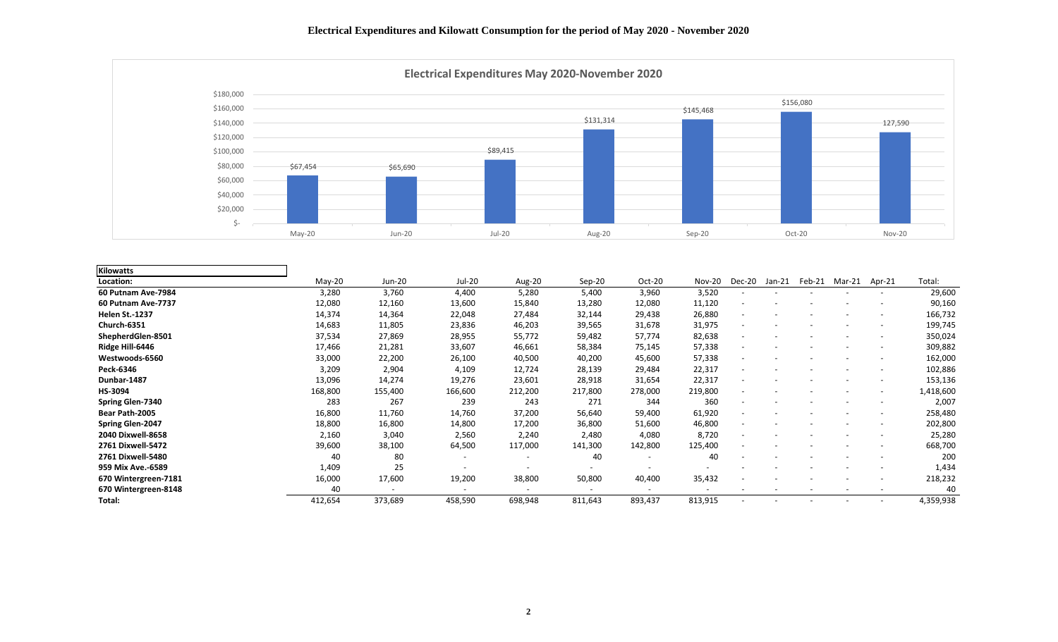# Electrical Expenditures and Kilowatt Consumption for the period of May 2020 - November 2020

**Electrical Expenditures May 2020-November 2020**

| May-20 | Jun-20 | Jul-20 | Aug-20 | Sep-20 | Oct-20 | Nov-20 |
|---|---|---|---|---|---|---|
| $67,454 | $65,690 | $89,415 | $131,314 | $145,468 | $156,080 | 127,590 |

**Kilowatts**

| Location: | May-20 | Jun-20 | Jul-20 | Aug-20 | Sep-20 | Oct-20 | Nov-20 | Dec-20 | Jan-21 | Feb-21 | Mar-21 | Apr-21 | Total: |
|---|---|---|---|---|---|---|---|---|---|---|---|---|---|
| **60 Putnam Ave-7984** | 3,280 | 3,760 | 4,400 | 5,280 | 5,400 | 3,960 | 3,520 | - | - | - | - | - | 29,600 |
| **60 Putnam Ave-7737** | 12,080 | 12,160 | 13,600 | 15,840 | 13,280 | 12,080 | 11,120 | - | - | - | - | - | 90,160 |
| **Helen St.-1237** | 14,374 | 14,364 | 22,048 | 27,484 | 32,144 | 29,438 | 26,880 | - | - | - | - | - | 166,732 |
| **Church-6351** | 14,683 | 11,805 | 23,836 | 46,203 | 39,565 | 31,678 | 31,975 | - | - | - | - | - | 199,745 |
| **ShepherdGlen-8501** | 37,534 | 27,869 | 28,955 | 55,772 | 59,482 | 57,774 | 82,638 | - | - | - | - | - | 350,024 |
| **Ridge Hill-6446** | 17,466 | 21,281 | 33,607 | 46,661 | 58,384 | 75,145 | 57,338 | - | - | - | - | - | 309,882 |
| **Westwoods-6560** | 33,000 | 22,200 | 26,100 | 40,500 | 40,200 | 45,600 | 57,338 | - | - | - | - | - | 162,000 |
| **Peck-6346** | 3,209 | 2,904 | 4,109 | 12,724 | 28,139 | 29,484 | 22,317 | - | - | - | - | - | 102,886 |
| **Dunbar-1487** | 13,096 | 14,274 | 19,276 | 23,601 | 28,918 | 31,654 | 22,317 | - | - | - | - | - | 153,136 |
| **HS-3094** | 168,800 | 155,400 | 166,600 | 212,200 | 217,800 | 278,000 | 219,800 | - | - | - | - | - | 1,418,600 |
| **Spring Glen-7340** | 283 | 267 | 239 | 243 | 271 | 344 | 360 | - | - | - | - | - | 2,007 |
| **Bear Path-2005** | 16,800 | 11,760 | 14,760 | 37,200 | 56,640 | 59,400 | 61,920 | - | - | - | - | - | 258,480 |
| **Spring Glen-2047** | 18,800 | 16,800 | 14,800 | 17,200 | 36,800 | 51,600 | 46,800 | - | - | - | - | - | 202,800 |
| **2040 Dixwell-8658** | 2,160 | 3,040 | 2,560 | 2,240 | 2,480 | 4,080 | 8,720 | - | - | - | - | - | 25,280 |
| **2761 Dixwell-5472** | 39,600 | 38,100 | 64,500 | 117,000 | 141,300 | 142,800 | 125,400 | - | - | - | - | - | 668,700 |
| **2761 Dixwell-5480** | 40 | 80 | - | - | 40 | - | 40 | - | - | - | - | - | 200 |
| **959 Mix Ave.-6589** | 1,409 | 25 | - | - | - | - | - | - | - | - | - | - | 1,434 |
| **670 Wintergreen-7181** | 16,000 | 17,600 | 19,200 | 38,800 | 50,800 | 40,400 | 35,432 | - | - | - | - | - | 218,232 |
| **670 Wintergreen-8148** | 40 | - | - | - | - | - | - | - | - | - | - | - | 40 |
| **Total:** | 412,654 | 373,689 | 458,590 | 698,948 | 811,643 | 893,437 | 813,915 | - | - | - | - | - | 4,359,938 |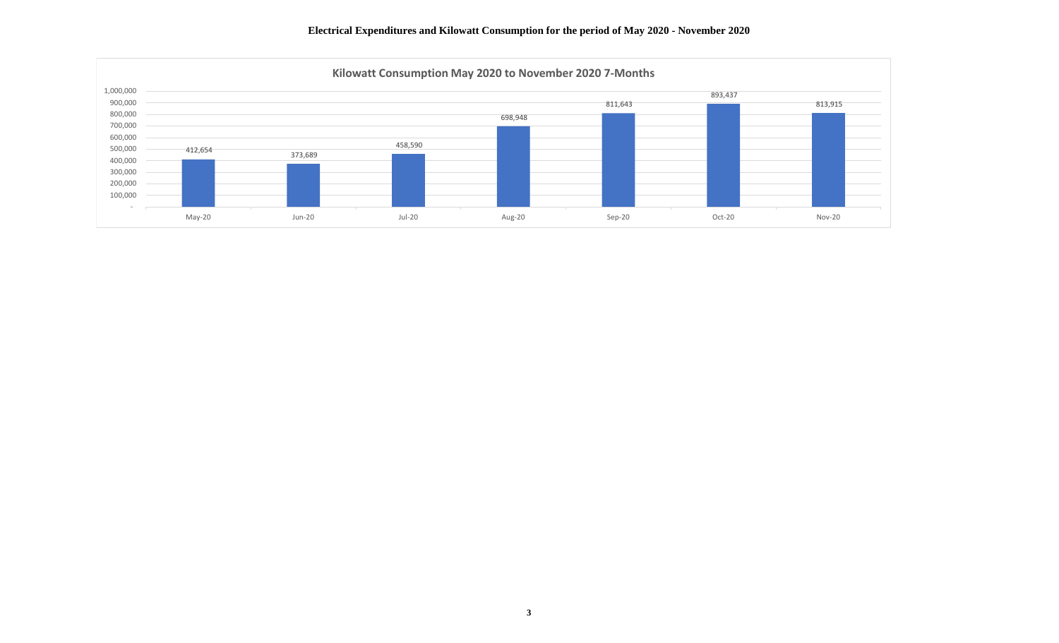**Electrical Expenditures and Kilowatt Consumption for the period of May 2020 - November 2020**

**Kilowatt Consumption May 2020 to November 2020 7-Months**

| Month | Kilowatt Consumption |
|---|---|
| May-20 | 412,654 |
| Jun-20 | 373,689 |
| Jul-20 | 458,590 |
| Aug-20 | 698,948 |
| Sep-20 | 811,643 |
| Oct-20 | 893,437 |
| Nov-20 | 813,915 |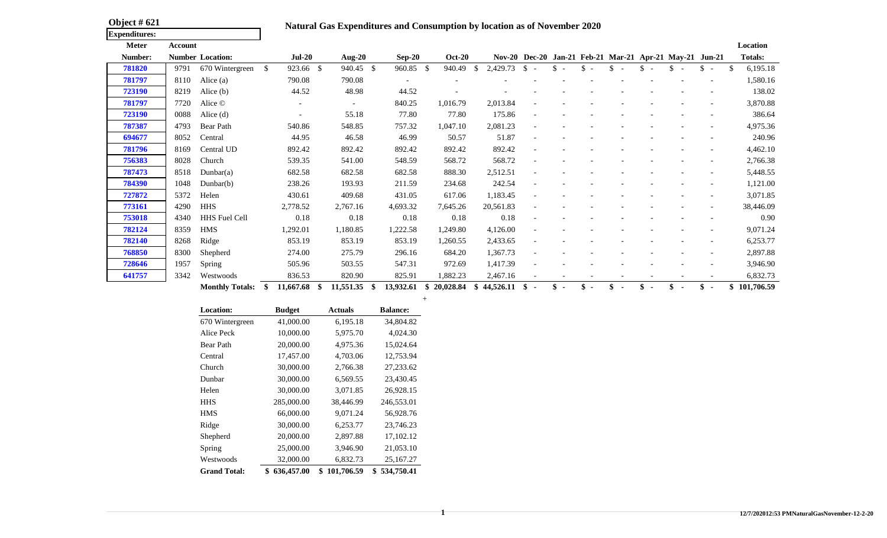**Object # 621**

**Expenditures:**

## Natural Gas Expenditures and Consumption by location as of November 2020

| Meter Number: | Account Number | Location: | Jul-20 | Aug-20 | Sep-20 | Oct-20 | Nov-20 | Dec-20 | Jan-21 | Feb-21 | Mar-21 | Apr-21 | May-21 | Jun-21 | Location Totals: |
|---|---|---|---|---|---|---|---|---|---|---|---|---|---|---|---|
| 781820 | 9791 | 670 Wintergreen | $ 923.66 | $ 940.45 | $ 960.85 | $ 940.49 | $ 2,429.73 | $ - | $ - | $ - | $ - | $ - | $ - | $ - | $ 6,195.18 |
| 781797 | 8110 | Alice (a) | 790.08 | 790.08 | - | - | - | - | - | - | - | - | - | - | 1,580.16 |
| 723190 | 8219 | Alice (b) | 44.52 | 48.98 | 44.52 | - | - | - | - | - | - | - | - | - | 138.02 |
| 781797 | 7720 | Alice © | - | - | 840.25 | 1,016.79 | 2,013.84 | - | - | - | - | - | - | - | 3,870.88 |
| 723190 | 0088 | Alice (d) | - | 55.18 | 77.80 | 77.80 | 175.86 | - | - | - | - | - | - | - | 386.64 |
| 787387 | 4793 | Bear Path | 540.86 | 548.85 | 757.32 | 1,047.10 | 2,081.23 | - | - | - | - | - | - | - | 4,975.36 |
| 694677 | 8052 | Central | 44.95 | 46.58 | 46.99 | 50.57 | 51.87 | - | - | - | - | - | - | - | 240.96 |
| 781796 | 8169 | Central UD | 892.42 | 892.42 | 892.42 | 892.42 | 892.42 | - | - | - | - | - | - | - | 4,462.10 |
| 756383 | 8028 | Church | 539.35 | 541.00 | 548.59 | 568.72 | 568.72 | - | - | - | - | - | - | - | 2,766.38 |
| 787473 | 8518 | Dunbar(a) | 682.58 | 682.58 | 682.58 | 888.30 | 2,512.51 | - | - | - | - | - | - | - | 5,448.55 |
| 784390 | 1048 | Dunbar(b) | 238.26 | 193.93 | 211.59 | 234.68 | 242.54 | - | - | - | - | - | - | - | 1,121.00 |
| 727872 | 5372 | Helen | 430.61 | 409.68 | 431.05 | 617.06 | 1,183.45 | - | - | - | - | - | - | - | 3,071.85 |
| 773161 | 4290 | HHS | 2,778.52 | 2,767.16 | 4,693.32 | 7,645.26 | 20,561.83 | - | - | - | - | - | - | - | 38,446.09 |
| 753018 | 4340 | HHS Fuel Cell | 0.18 | 0.18 | 0.18 | 0.18 | 0.18 | - | - | - | - | - | - | - | 0.90 |
| 782124 | 8359 | HMS | 1,292.01 | 1,180.85 | 1,222.58 | 1,249.80 | 4,126.00 | - | - | - | - | - | - | - | 9,071.24 |
| 782140 | 8268 | Ridge | 853.19 | 853.19 | 853.19 | 1,260.55 | 2,433.65 | - | - | - | - | - | - | - | 6,253.77 |
| 768850 | 8300 | Shepherd | 274.00 | 275.79 | 296.16 | 684.20 | 1,367.73 | - | - | - | - | - | - | - | 2,897.88 |
| 728646 | 1957 | Spring | 505.96 | 503.55 | 547.31 | 972.69 | 1,417.39 | - | - | - | - | - | - | - | 3,946.90 |
| 641757 | 3342 | Westwoods | 836.53 | 820.90 | 825.91 | 1,882.23 | 2,467.16 | - | - | - | - | - | - | - | 6,832.73 |
| | | **Monthly Totals:** | **$ 11,667.68** | **$ 11,551.35** | **$ 13,932.61** | **$ 20,028.84** | **$ 44,526.11** | **$ -** | **$ -** | **$ -** | **$ -** | **$ -** | **$ -** | **$ -** | **$ 101,706.59** |

| Location: | Budget | Actuals | Balance: |
|---|---|---|---|
| 670 Wintergreen | 41,000.00 | 6,195.18 | 34,804.82 |
| Alice Peck | 10,000.00 | 5,975.70 | 4,024.30 |
| Bear Path | 20,000.00 | 4,975.36 | 15,024.64 |
| Central | 17,457.00 | 4,703.06 | 12,753.94 |
| Church | 30,000.00 | 2,766.38 | 27,233.62 |
| Dunbar | 30,000.00 | 6,569.55 | 23,430.45 |
| Helen | 30,000.00 | 3,071.85 | 26,928.15 |
| HHS | 285,000.00 | 38,446.99 | 246,553.01 |
| HMS | 66,000.00 | 9,071.24 | 56,928.76 |
| Ridge | 30,000.00 | 6,253.77 | 23,746.23 |
| Shepherd | 20,000.00 | 2,897.88 | 17,102.12 |
| Spring | 25,000.00 | 3,946.90 | 21,053.10 |
| Westwoods | 32,000.00 | 6,832.73 | 25,167.27 |
| **Grand Total:** | **$ 636,457.00** | **$ 101,706.59** | **$ 534,750.41** |

12/7/202012:53 PMNaturalGasNovember-12-2-20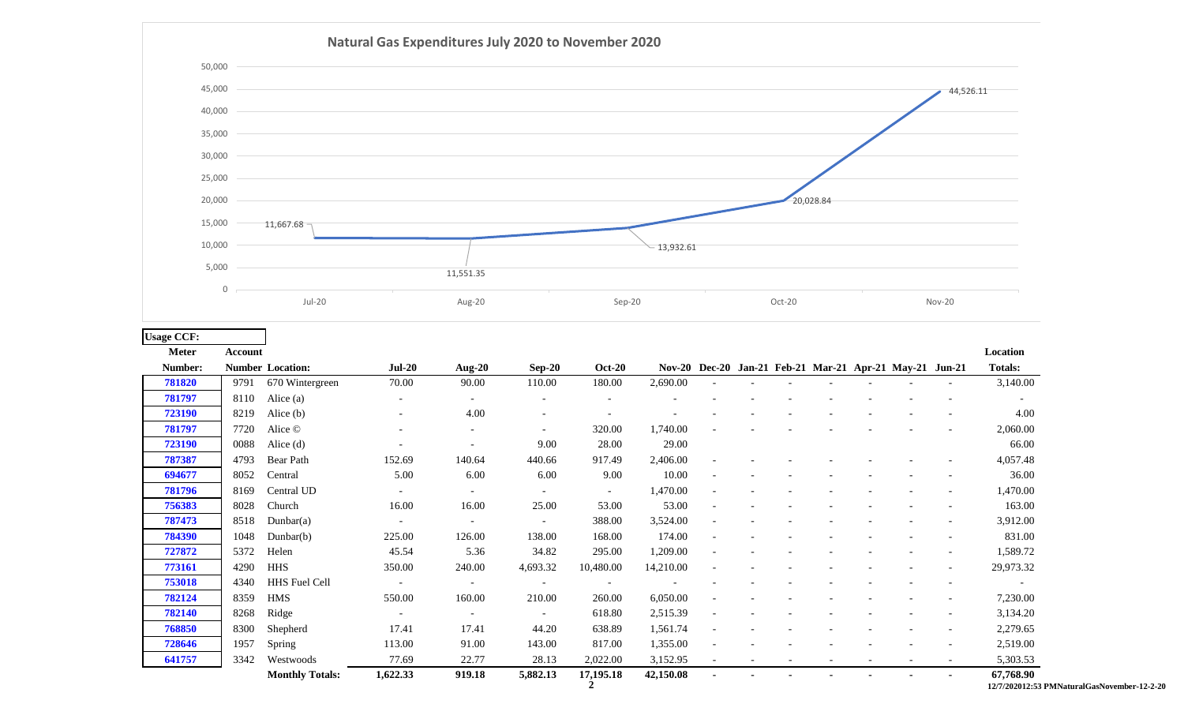## Natural Gas Expenditures July 2020 to November 2020

| Month | Expenditure |
|---|---|
| Jul-20 | 11,667.68 |
| Aug-20 | 11,551.35 |
| Sep-20 | 13,932.61 |
| Oct-20 | 20,028.84 |
| Nov-20 | 44,526.11 |

**Usage CCF:**

| Meter Number: | Account Number | Location: | Jul-20 | Aug-20 | Sep-20 | Oct-20 | Nov-20 | Dec-20 | Jan-21 | Feb-21 | Mar-21 | Apr-21 | May-21 | Jun-21 | Location Totals: |
|---|---|---|---|---|---|---|---|---|---|---|---|---|---|---|---|
| 781820 | 9791 | 670 Wintergreen | 70.00 | 90.00 | 110.00 | 180.00 | 2,690.00 | - | - | - | - | - | - | - | 3,140.00 |
| 781797 | 8110 | Alice (a) | - | - | - | - | - | - | - | - | - | - | - | - | - |
| 723190 | 8219 | Alice (b) | - | 4.00 | - | - | - | - | - | - | - | - | - | - | 4.00 |
| 781797 | 7720 | Alice © | - | - | - | 320.00 | 1,740.00 | - | - | - | - | - | - | - | 2,060.00 |
| 723190 | 0088 | Alice (d) | - | - | 9.00 | 28.00 | 29.00 | - | - | - | - | - | - | - | 66.00 |
| 787387 | 4793 | Bear Path | 152.69 | 140.64 | 440.66 | 917.49 | 2,406.00 | - | - | - | - | - | - | - | 4,057.48 |
| 694677 | 8052 | Central | 5.00 | 6.00 | 6.00 | 9.00 | 10.00 | - | - | - | - | - | - | - | 36.00 |
| 781796 | 8169 | Central UD | - | - | - | - | 1,470.00 | - | - | - | - | - | - | - | 1,470.00 |
| 756383 | 8028 | Church | 16.00 | 16.00 | 25.00 | 53.00 | 53.00 | - | - | - | - | - | - | - | 163.00 |
| 787473 | 8518 | Dunbar(a) | - | - | - | 388.00 | 3,524.00 | - | - | - | - | - | - | - | 3,912.00 |
| 784390 | 1048 | Dunbar(b) | 225.00 | 126.00 | 138.00 | 168.00 | 174.00 | - | - | - | - | - | - | - | 831.00 |
| 727872 | 5372 | Helen | 45.54 | 5.36 | 34.82 | 295.00 | 1,209.00 | - | - | - | - | - | - | - | 1,589.72 |
| 773161 | 4290 | HHS | 350.00 | 240.00 | 4,693.32 | 10,480.00 | 14,210.00 | - | - | - | - | - | - | - | 29,973.32 |
| 753018 | 4340 | HHS Fuel Cell | - | - | - | - | - | - | - | - | - | - | - | - | - |
| 782124 | 8359 | HMS | 550.00 | 160.00 | 210.00 | 260.00 | 6,050.00 | - | - | - | - | - | - | - | 7,230.00 |
| 782140 | 8268 | Ridge | - | - | - | 618.80 | 2,515.39 | - | - | - | - | - | - | - | 3,134.20 |
| 768850 | 8300 | Shepherd | 17.41 | 17.41 | 44.20 | 638.89 | 1,561.74 | - | - | - | - | - | - | - | 2,279.65 |
| 728646 | 1957 | Spring | 113.00 | 91.00 | 143.00 | 817.00 | 1,355.00 | - | - | - | - | - | - | - | 2,519.00 |
| 641757 | 3342 | Westwoods | 77.69 | 22.77 | 28.13 | 2,022.00 | 3,152.95 | - | - | - | - | - | - | - | 5,303.53 |
| | | **Monthly Totals:** | **1,622.33** | **919.18** | **5,882.13** | **17,195.18** | **42,150.08** | **-** | **-** | **-** | **-** | **-** | **-** | **-** | **67,768.90** |

12/7/202012:53 PMNaturalGasNovember-12-2-20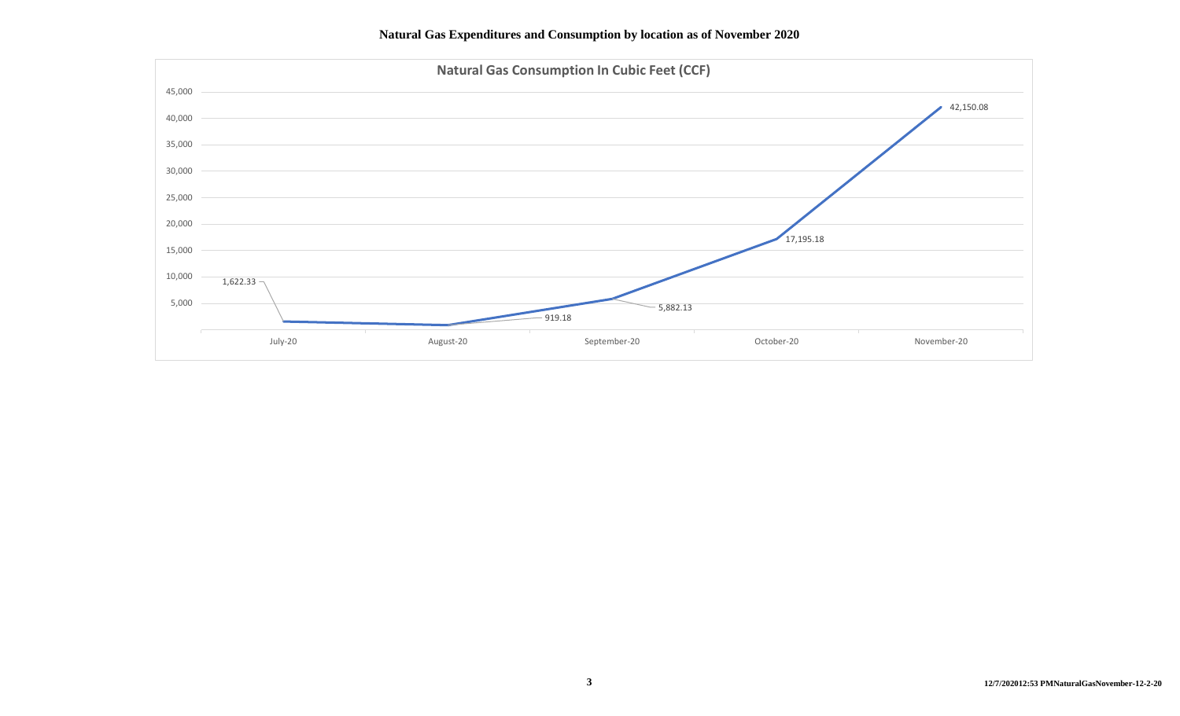**Natural Gas Expenditures and Consumption by location as of November 2020**

**Natural Gas Consumption In Cubic Feet (CCF)**

| Month | Consumption (CCF) |
|---|---|
| July-20 | 1,622.33 |
| August-20 | 919.18 |
| September-20 | 5,882.13 |
| October-20 | 17,195.18 |
| November-20 | 42,150.08 |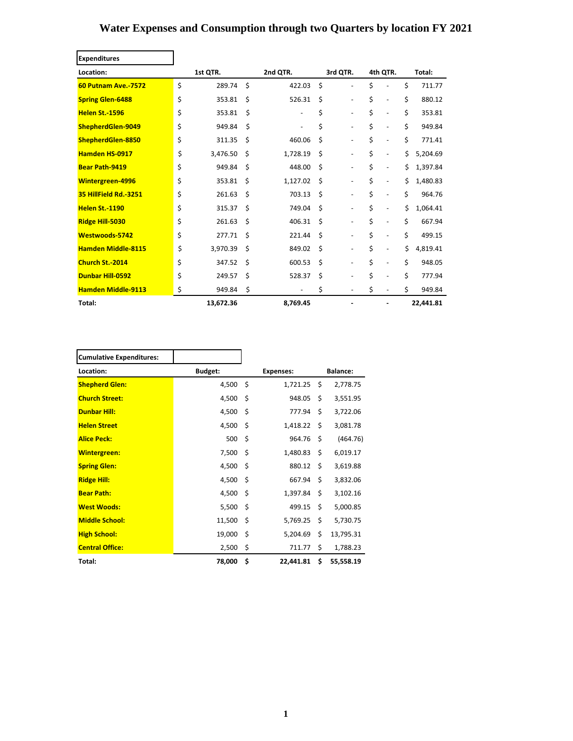# Water Expenses and Consumption through two Quarters by location FY 2021

| Expenditures | | | | | |
|---|---|---|---|---|---|
| **Location:** | **1st QTR.** | **2nd QTR.** | **3rd QTR.** | **4th QTR.** | **Total:** |
| **60 Putnam Ave.-7572** | $ 289.74 | $ 422.03 | $ - | $ - | $ 711.77 |
| **Spring Glen-6488** | $ 353.81 | $ 526.31 | $ - | $ - | $ 880.12 |
| **Helen St.-1596** | $ 353.81 | $ - | $ - | $ - | $ 353.81 |
| **ShepherdGlen-9049** | $ 949.84 | $ - | $ - | $ - | $ 949.84 |
| **ShepherdGlen-8850** | $ 311.35 | $ 460.06 | $ - | $ - | $ 771.41 |
| **Hamden HS-0917** | $ 3,476.50 | $ 1,728.19 | $ - | $ - | $ 5,204.69 |
| **Bear Path-9419** | $ 949.84 | $ 448.00 | $ - | $ - | $ 1,397.84 |
| **Wintergreen-4996** | $ 353.81 | $ 1,127.02 | $ - | $ - | $ 1,480.83 |
| **35 HillField Rd.-3251** | $ 261.63 | $ 703.13 | $ - | $ - | $ 964.76 |
| **Helen St.-1190** | $ 315.37 | $ 749.04 | $ - | $ - | $ 1,064.41 |
| **Ridge Hill-5030** | $ 261.63 | $ 406.31 | $ - | $ - | $ 667.94 |
| **Westwoods-5742** | $ 277.71 | $ 221.44 | $ - | $ - | $ 499.15 |
| **Hamden Middle-8115** | $ 3,970.39 | $ 849.02 | $ - | $ - | $ 4,819.41 |
| **Church St.-2014** | $ 347.52 | $ 600.53 | $ - | $ - | $ 948.05 |
| **Dunbar Hill-0592** | $ 249.57 | $ 528.37 | $ - | $ - | $ 777.94 |
| **Hamden Middle-9113** | $ 949.84 | $ - | $ - | $ - | $ 949.84 |
| **Total:** | **13,672.36** | **8,769.45** | **-** | **-** | **22,441.81** |

| Cumulative Expenditures: | | | |
|---|---|---|---|
| **Location:** | **Budget:** | **Expenses:** | **Balance:** |
| **Shepherd Glen:** | 4,500 | $ 1,721.25 | $ 2,778.75 |
| **Church Street:** | 4,500 | $ 948.05 | $ 3,551.95 |
| **Dunbar Hill:** | 4,500 | $ 777.94 | $ 3,722.06 |
| **Helen Street** | 4,500 | $ 1,418.22 | $ 3,081.78 |
| **Alice Peck:** | 500 | $ 964.76 | $ (464.76) |
| **Wintergreen:** | 7,500 | $ 1,480.83 | $ 6,019.17 |
| **Spring Glen:** | 4,500 | $ 880.12 | $ 3,619.88 |
| **Ridge Hill:** | 4,500 | $ 667.94 | $ 3,832.06 |
| **Bear Path:** | 4,500 | $ 1,397.84 | $ 3,102.16 |
| **West Woods:** | 5,500 | $ 499.15 | $ 5,000.85 |
| **Middle School:** | 11,500 | $ 5,769.25 | $ 5,730.75 |
| **High School:** | 19,000 | $ 5,204.69 | $ 13,795.31 |
| **Central Office:** | 2,500 | $ 711.77 | $ 1,788.23 |
| **Total:** | **78,000** | **$ 22,441.81** | **$ 55,558.19** |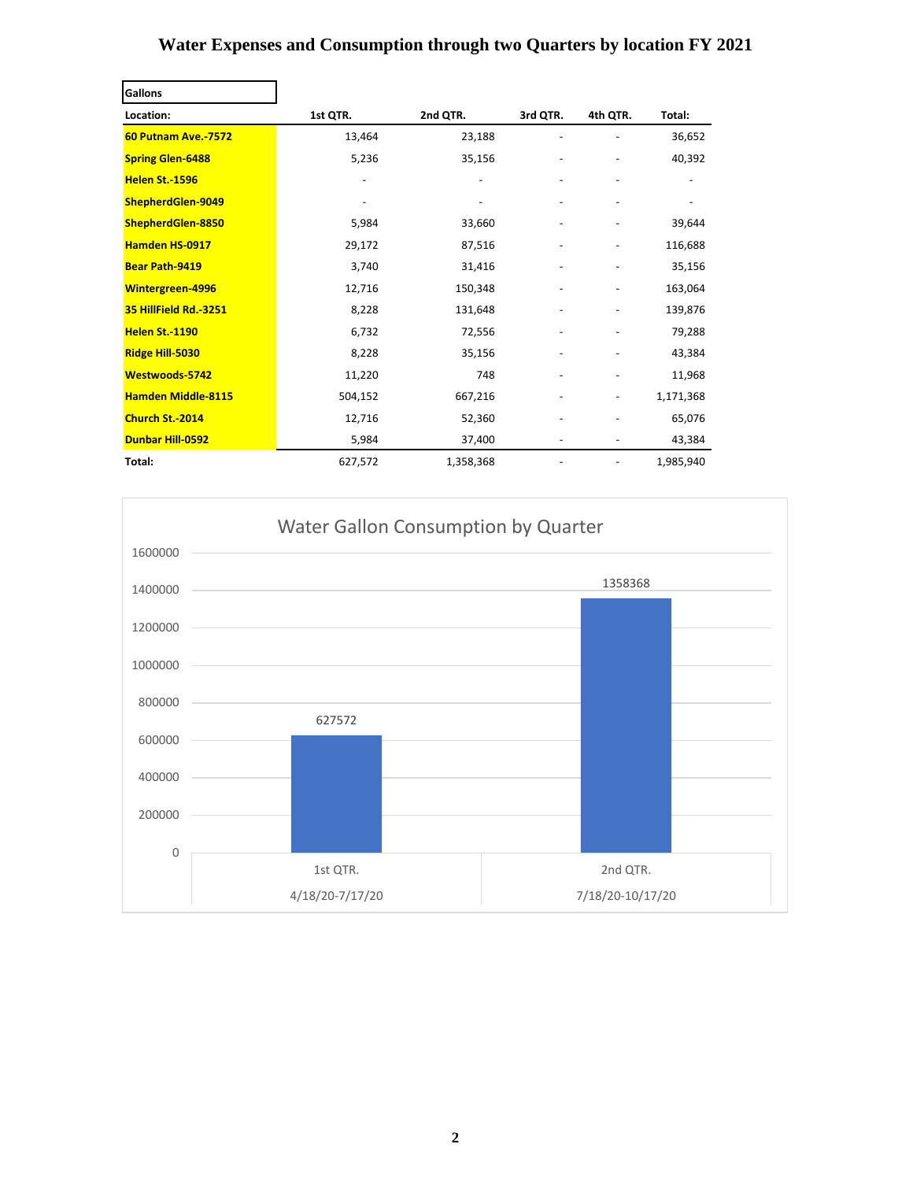# Water Expenses and Consumption through two Quarters by location FY 2021

| Gallons | | | | | |
|---|---|---|---|---|---|
| **Location:** | **1st QTR.** | **2nd QTR.** | **3rd QTR.** | **4th QTR.** | **Total:** |
| **60 Putnam Ave.-7572** | 13,464 | 23,188 | - | - | 36,652 |
| **Spring Glen-6488** | 5,236 | 35,156 | - | - | 40,392 |
| **Helen St.-1596** | - | - | - | - | - |
| **ShepherdGlen-9049** | - | - | - | - | - |
| **ShepherdGlen-8850** | 5,984 | 33,660 | - | - | 39,644 |
| **Hamden HS-0917** | 29,172 | 87,516 | - | - | 116,688 |
| **Bear Path-9419** | 3,740 | 31,416 | - | - | 35,156 |
| **Wintergreen-4996** | 12,716 | 150,348 | - | - | 163,064 |
| **35 HillField Rd.-3251** | 8,228 | 131,648 | - | - | 139,876 |
| **Helen St.-1190** | 6,732 | 72,556 | - | - | 79,288 |
| **Ridge Hill-5030** | 8,228 | 35,156 | - | - | 43,384 |
| **Westwoods-5742** | 11,220 | 748 | - | - | 11,968 |
| **Hamden Middle-8115** | 504,152 | 667,216 | - | - | 1,171,368 |
| **Church St.-2014** | 12,716 | 52,360 | - | - | 65,076 |
| **Dunbar Hill-0592** | 5,984 | 37,400 | - | - | 43,384 |
| **Total:** | 627,572 | 1,358,368 | - | - | 1,985,940 |

Water Gallon Consumption by Quarter

1600000
1400000
1200000
1000000
800000
600000
400000
200000
0

627572
1358368

1st QTR.
4/18/20-7/17/20

2nd QTR.
7/18/20-10/17/20